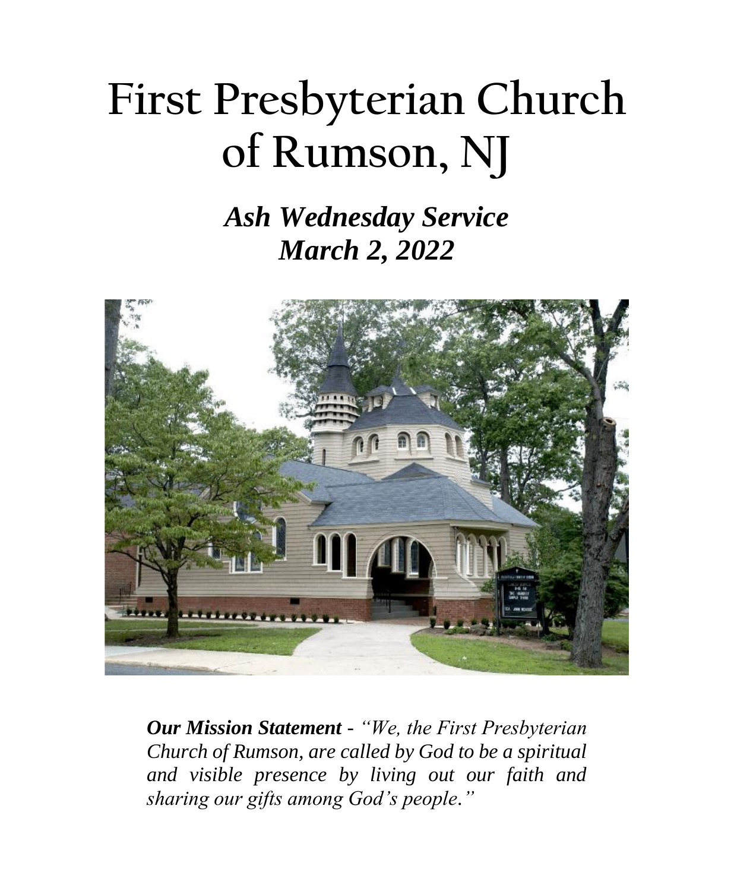# First Presbyterian Church of Rumson, NJ

## *Ash Wednesday Service*
## *March 2, 2022*

***Our Mission Statement*** *- "We, the First Presbyterian Church of Rumson, are called by God to be a spiritual and visible presence by living out our faith and sharing our gifts among God's people."*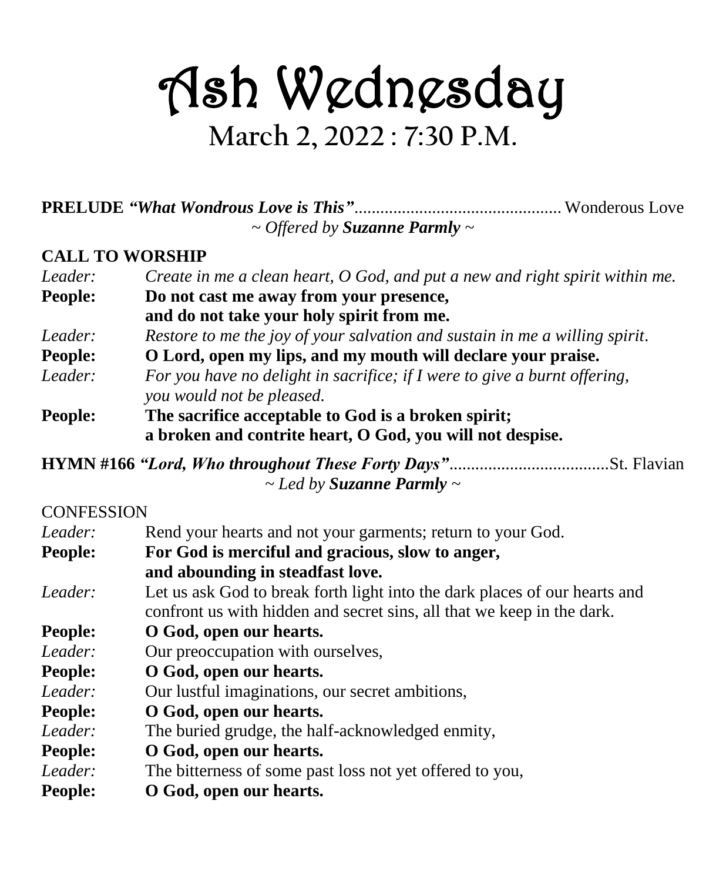# Ash Wednesday

## March 2, 2022 : 7:30 P.M.

**PRELUDE** ***"What Wondrous Love is This"***................................................ Wonderous Love

*~ Offered by **Suzanne Parmly** ~*

**CALL TO WORSHIP**

*Leader:* *Create in me a clean heart, O God, and put a new and right spirit within me.*

**People: Do not cast me away from your presence,
and do not take your holy spirit from me.**

*Leader:* *Restore to me the joy of your salvation and sustain in me a willing spirit.*

**People: O Lord, open my lips, and my mouth will declare your praise.**

*Leader:* *For you have no delight in sacrifice; if I were to give a burnt offering,
you would not be pleased.*

**People: The sacrifice acceptable to God is a broken spirit;
a broken and contrite heart, O God, you will not despise.**

**HYMN #166** ***"Lord, Who throughout These Forty Days"***.....................................St. Flavian

*~ Led by **Suzanne Parmly** ~*

CONFESSION

*Leader:* Rend your hearts and not your garments; return to your God.

**People: For God is merciful and gracious, slow to anger,
and abounding in steadfast love.**

*Leader:* Let us ask God to break forth light into the dark places of our hearts and confront us with hidden and secret sins, all that we keep in the dark.

**People: O God, open our hearts.**

*Leader:* Our preoccupation with ourselves,

**People: O God, open our hearts.**

*Leader:* Our lustful imaginations, our secret ambitions,

**People: O God, open our hearts.**

*Leader:* The buried grudge, the half-acknowledged enmity,

**People: O God, open our hearts.**

*Leader:* The bitterness of some past loss not yet offered to you,

**People: O God, open our hearts.**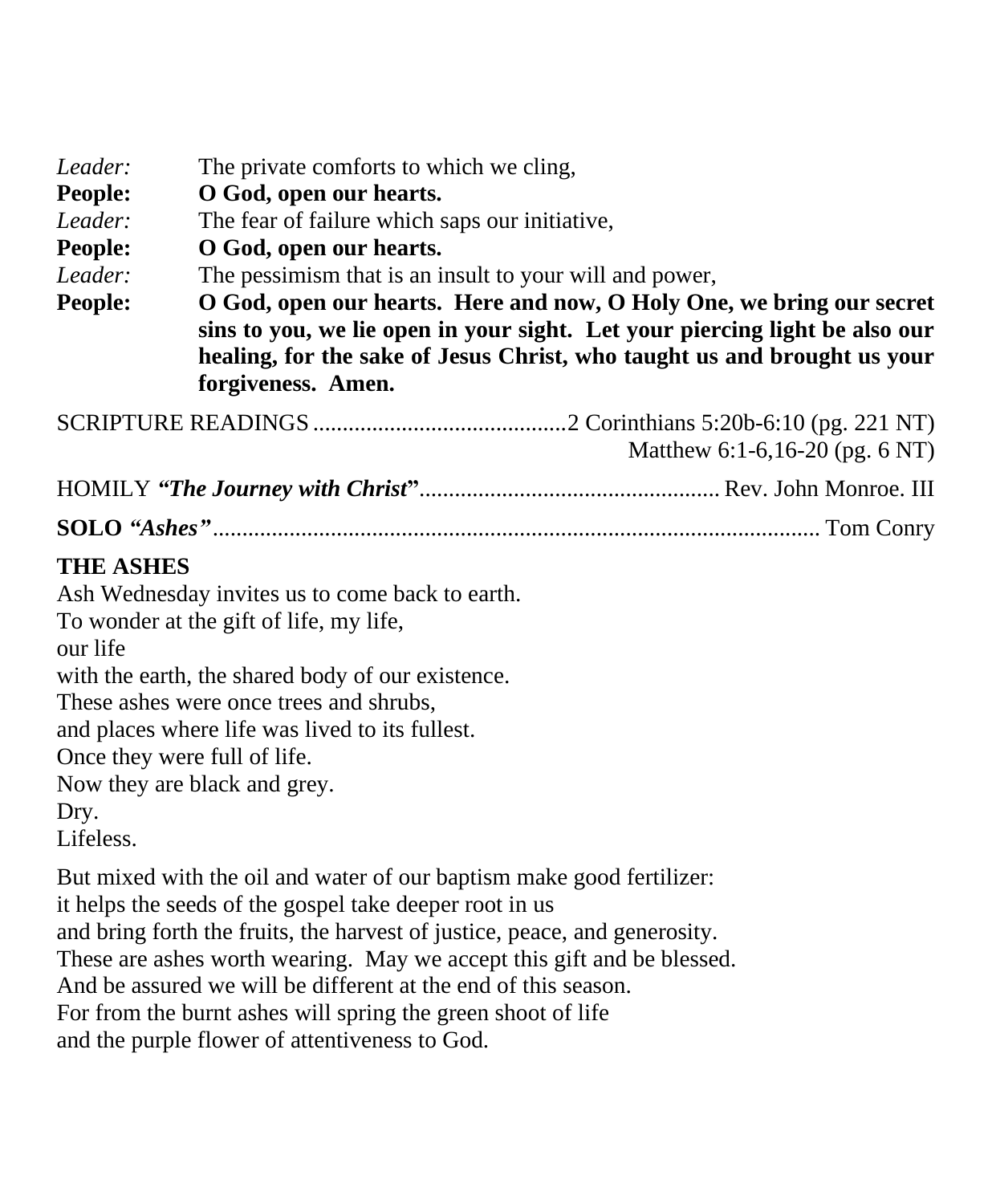*Leader:* The private comforts to which we cling,

**People: O God, open our hearts.**

*Leader:* The fear of failure which saps our initiative,

**People: O God, open our hearts.**

*Leader:* The pessimism that is an insult to your will and power,

**People: O God, open our hearts. Here and now, O Holy One, we bring our secret sins to you, we lie open in your sight. Let your piercing light be also our healing, for the sake of Jesus Christ, who taught us and brought us your forgiveness. Amen.**

SCRIPTURE READINGS ...........................................2 Corinthians 5:20b-6:10 (pg. 221 NT)
Matthew 6:1-6,16-20 (pg. 6 NT)

HOMILY ***"The Journey with Christ*"**.................................................... Rev. John Monroe. III

**SOLO** ***"Ashes"***.......................................................................................... Tom Conry

**THE ASHES**

Ash Wednesday invites us to come back to earth.
To wonder at the gift of life, my life,
our life
with the earth, the shared body of our existence.
These ashes were once trees and shrubs,
and places where life was lived to its fullest.
Once they were full of life.
Now they are black and grey.
Dry.
Lifeless.

But mixed with the oil and water of our baptism make good fertilizer:
it helps the seeds of the gospel take deeper root in us
and bring forth the fruits, the harvest of justice, peace, and generosity.
These are ashes worth wearing. May we accept this gift and be blessed.
And be assured we will be different at the end of this season.
For from the burnt ashes will spring the green shoot of life
and the purple flower of attentiveness to God.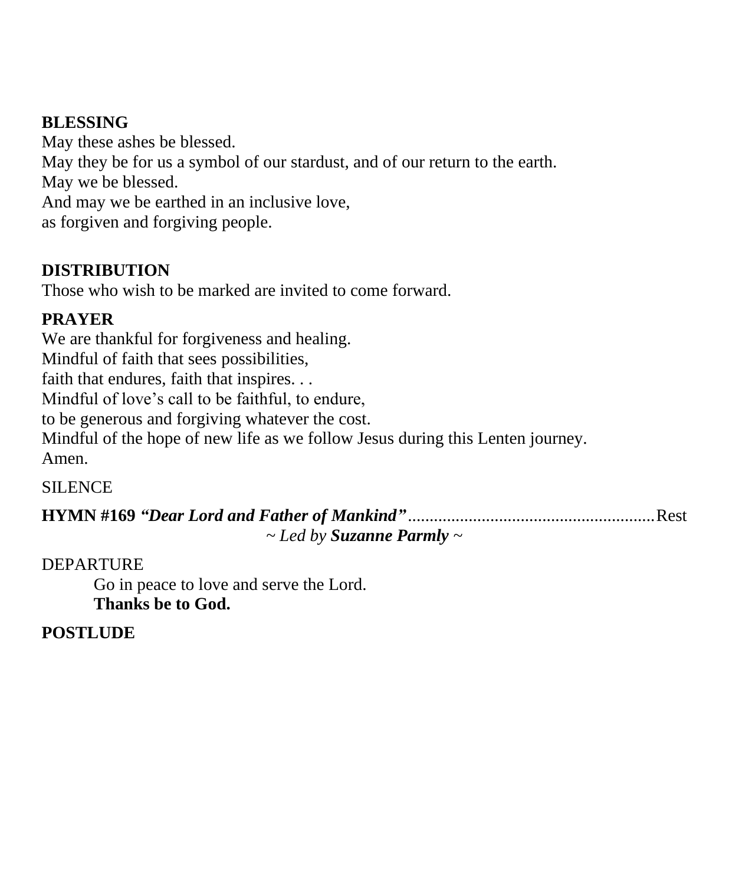**BLESSING**

May these ashes be blessed.
May they be for us a symbol of our stardust, and of our return to the earth.
May we be blessed.
And may we be earthed in an inclusive love,
as forgiven and forgiving people.

**DISTRIBUTION**

Those who wish to be marked are invited to come forward.

**PRAYER**

We are thankful for forgiveness and healing.
Mindful of faith that sees possibilities,
faith that endures, faith that inspires. . .
Mindful of love's call to be faithful, to endure,
to be generous and forgiving whatever the cost.
Mindful of the hope of new life as we follow Jesus during this Lenten journey.
Amen.

SILENCE

**HYMN #169** ***"Dear Lord and Father of Mankind"***..........................................................Rest

*~ Led by **Suzanne Parmly** ~*

DEPARTURE

Go in peace to love and serve the Lord.
**Thanks be to God.**

**POSTLUDE**